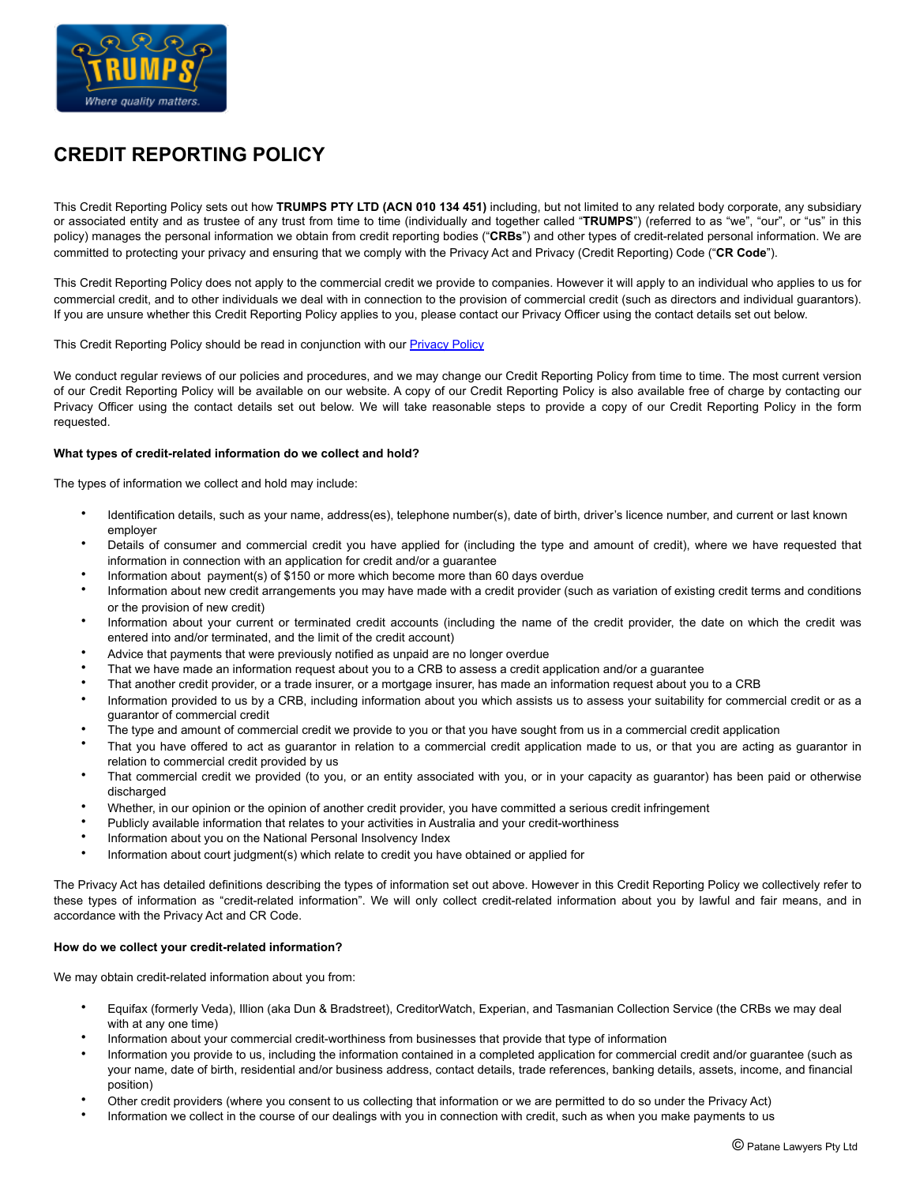# CREDIT REPORTING POLICY

This Credit Reporting Policy sets out how **TRUMPS PTY LTD (ACN 010 134 451)** including, but not limited to any related body corporate, any subsidiary or associated entity and as trustee of any trust from time to time (individually and together called "**TRUMPS**") (referred to as "we", "our", or "us" in this policy) manages the personal information we obtain from credit reporting bodies ("**CRBs**") and other types of credit-related personal information. We are committed to protecting your privacy and ensuring that we comply with the Privacy Act and Privacy (Credit Reporting) Code ("**CR Code**").

This Credit Reporting Policy does not apply to the commercial credit we provide to companies. However it will apply to an individual who applies to us for commercial credit, and to other individuals we deal with in connection to the provision of commercial credit (such as directors and individual guarantors). If you are unsure whether this Credit Reporting Policy applies to you, please contact our Privacy Officer using the contact details set out below.

This Credit Reporting Policy should be read in conjunction with our Privacy Policy

We conduct regular reviews of our policies and procedures, and we may change our Credit Reporting Policy from time to time. The most current version of our Credit Reporting Policy will be available on our website. A copy of our Credit Reporting Policy is also available free of charge by contacting our Privacy Officer using the contact details set out below. We will take reasonable steps to provide a copy of our Credit Reporting Policy in the form requested.

**What types of credit-related information do we collect and hold?**

The types of information we collect and hold may include:

- Identification details, such as your name, address(es), telephone number(s), date of birth, driver's licence number, and current or last known employer
- Details of consumer and commercial credit you have applied for (including the type and amount of credit), where we have requested that information in connection with an application for credit and/or a guarantee
- Information about payment(s) of $150 or more which become more than 60 days overdue
- Information about new credit arrangements you may have made with a credit provider (such as variation of existing credit terms and conditions or the provision of new credit)
- Information about your current or terminated credit accounts (including the name of the credit provider, the date on which the credit was entered into and/or terminated, and the limit of the credit account)
- Advice that payments that were previously notified as unpaid are no longer overdue
- That we have made an information request about you to a CRB to assess a credit application and/or a guarantee
- That another credit provider, or a trade insurer, or a mortgage insurer, has made an information request about you to a CRB
- Information provided to us by a CRB, including information about you which assists us to assess your suitability for commercial credit or as a guarantor of commercial credit
- The type and amount of commercial credit we provide to you or that you have sought from us in a commercial credit application
- That you have offered to act as guarantor in relation to a commercial credit application made to us, or that you are acting as guarantor in relation to commercial credit provided by us
- That commercial credit we provided (to you, or an entity associated with you, or in your capacity as guarantor) has been paid or otherwise discharged
- Whether, in our opinion or the opinion of another credit provider, you have committed a serious credit infringement
- Publicly available information that relates to your activities in Australia and your credit-worthiness
- Information about you on the National Personal Insolvency Index
- Information about court judgment(s) which relate to credit you have obtained or applied for

The Privacy Act has detailed definitions describing the types of information set out above. However in this Credit Reporting Policy we collectively refer to these types of information as "credit-related information". We will only collect credit-related information about you by lawful and fair means, and in accordance with the Privacy Act and CR Code.

**How do we collect your credit-related information?**

We may obtain credit-related information about you from:

- Equifax (formerly Veda), Illion (aka Dun & Bradstreet), CreditorWatch, Experian, and Tasmanian Collection Service (the CRBs we may deal with at any one time)
- Information about your commercial credit-worthiness from businesses that provide that type of information
- Information you provide to us, including the information contained in a completed application for commercial credit and/or guarantee (such as your name, date of birth, residential and/or business address, contact details, trade references, banking details, assets, income, and financial position)
- Other credit providers (where you consent to us collecting that information or we are permitted to do so under the Privacy Act)
- Information we collect in the course of our dealings with you in connection with credit, such as when you make payments to us

© Patane Lawyers Pty Ltd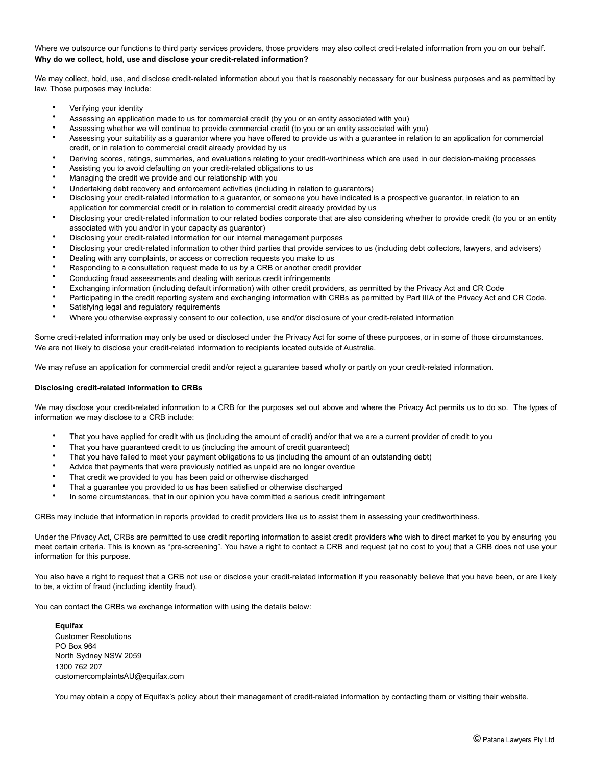Where we outsource our functions to third party services providers, those providers may also collect credit-related information from you on our behalf.

**Why do we collect, hold, use and disclose your credit-related information?**

We may collect, hold, use, and disclose credit-related information about you that is reasonably necessary for our business purposes and as permitted by law. Those purposes may include:

- Verifying your identity
- Assessing an application made to us for commercial credit (by you or an entity associated with you)
- Assessing whether we will continue to provide commercial credit (to you or an entity associated with you)
- Assessing your suitability as a guarantor where you have offered to provide us with a guarantee in relation to an application for commercial credit, or in relation to commercial credit already provided by us
- Deriving scores, ratings, summaries, and evaluations relating to your credit-worthiness which are used in our decision-making processes
- Assisting you to avoid defaulting on your credit-related obligations to us
- Managing the credit we provide and our relationship with you
- Undertaking debt recovery and enforcement activities (including in relation to guarantors)
- Disclosing your credit-related information to a guarantor, or someone you have indicated is a prospective guarantor, in relation to an application for commercial credit or in relation to commercial credit already provided by us
- Disclosing your credit-related information to our related bodies corporate that are also considering whether to provide credit (to you or an entity associated with you and/or in your capacity as guarantor)
- Disclosing your credit-related information for our internal management purposes
- Disclosing your credit-related information to other third parties that provide services to us (including debt collectors, lawyers, and advisers)
- Dealing with any complaints, or access or correction requests you make to us
- Responding to a consultation request made to us by a CRB or another credit provider
- Conducting fraud assessments and dealing with serious credit infringements
- Exchanging information (including default information) with other credit providers, as permitted by the Privacy Act and CR Code
- Participating in the credit reporting system and exchanging information with CRBs as permitted by Part IIIA of the Privacy Act and CR Code.
- Satisfying legal and regulatory requirements
- Where you otherwise expressly consent to our collection, use and/or disclosure of your credit-related information

Some credit-related information may only be used or disclosed under the Privacy Act for some of these purposes, or in some of those circumstances. We are not likely to disclose your credit-related information to recipients located outside of Australia.

We may refuse an application for commercial credit and/or reject a guarantee based wholly or partly on your credit-related information.

**Disclosing credit-related information to CRBs**

We may disclose your credit-related information to a CRB for the purposes set out above and where the Privacy Act permits us to do so. The types of information we may disclose to a CRB include:

- That you have applied for credit with us (including the amount of credit) and/or that we are a current provider of credit to you
- That you have guaranteed credit to us (including the amount of credit guaranteed)
- That you have failed to meet your payment obligations to us (including the amount of an outstanding debt)
- Advice that payments that were previously notified as unpaid are no longer overdue
- That credit we provided to you has been paid or otherwise discharged
- That a guarantee you provided to us has been satisfied or otherwise discharged
- In some circumstances, that in our opinion you have committed a serious credit infringement

CRBs may include that information in reports provided to credit providers like us to assist them in assessing your creditworthiness.

Under the Privacy Act, CRBs are permitted to use credit reporting information to assist credit providers who wish to direct market to you by ensuring you meet certain criteria. This is known as "pre-screening". You have a right to contact a CRB and request (at no cost to you) that a CRB does not use your information for this purpose.

You also have a right to request that a CRB not use or disclose your credit-related information if you reasonably believe that you have been, or are likely to be, a victim of fraud (including identity fraud).

You can contact the CRBs we exchange information with using the details below:

> **Equifax**
> Customer Resolutions
> PO Box 964
> North Sydney NSW 2059
> 1300 762 207
> customercomplaintsAU@equifax.com
>
> You may obtain a copy of Equifax's policy about their management of credit-related information by contacting them or visiting their website.

© Patane Lawyers Pty Ltd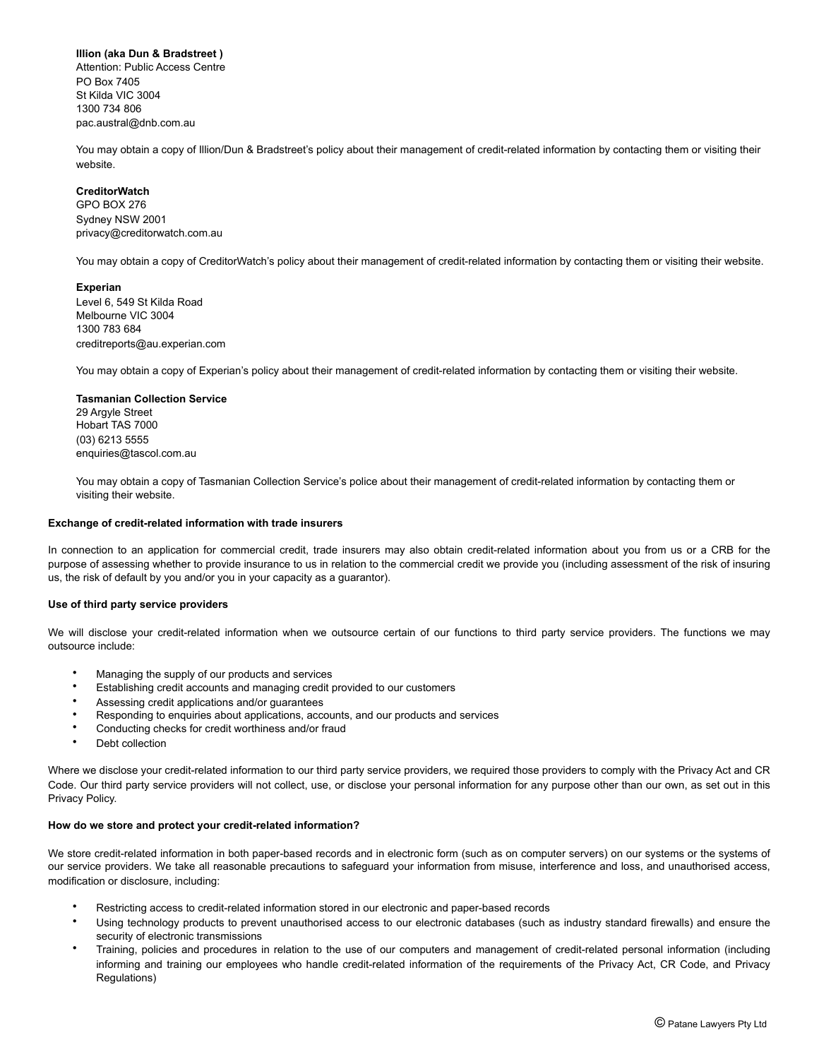**Illion (aka Dun & Bradstreet )**
Attention: Public Access Centre
PO Box 7405
St Kilda VIC 3004
1300 734 806
pac.austral@dnb.com.au

You may obtain a copy of Illion/Dun & Bradstreet's policy about their management of credit-related information by contacting them or visiting their website.

**CreditorWatch**
GPO BOX 276
Sydney NSW 2001
privacy@creditorwatch.com.au

You may obtain a copy of CreditorWatch's policy about their management of credit-related information by contacting them or visiting their website.

**Experian**
Level 6, 549 St Kilda Road
Melbourne VIC 3004
1300 783 684
creditreports@au.experian.com

You may obtain a copy of Experian's policy about their management of credit-related information by contacting them or visiting their website.

**Tasmanian Collection Service**
29 Argyle Street
Hobart TAS 7000
(03) 6213 5555
enquiries@tascol.com.au

You may obtain a copy of Tasmanian Collection Service's police about their management of credit-related information by contacting them or visiting their website.

**Exchange of credit-related information with trade insurers**

In connection to an application for commercial credit, trade insurers may also obtain credit-related information about you from us or a CRB for the purpose of assessing whether to provide insurance to us in relation to the commercial credit we provide you (including assessment of the risk of insuring us, the risk of default by you and/or you in your capacity as a guarantor).

**Use of third party service providers**

We will disclose your credit-related information when we outsource certain of our functions to third party service providers. The functions we may outsource include:

- Managing the supply of our products and services
- Establishing credit accounts and managing credit provided to our customers
- Assessing credit applications and/or guarantees
- Responding to enquiries about applications, accounts, and our products and services
- Conducting checks for credit worthiness and/or fraud
- Debt collection

Where we disclose your credit-related information to our third party service providers, we required those providers to comply with the Privacy Act and CR Code. Our third party service providers will not collect, use, or disclose your personal information for any purpose other than our own, as set out in this Privacy Policy.

**How do we store and protect your credit-related information?**

We store credit-related information in both paper-based records and in electronic form (such as on computer servers) on our systems or the systems of our service providers. We take all reasonable precautions to safeguard your information from misuse, interference and loss, and unauthorised access, modification or disclosure, including:

- Restricting access to credit-related information stored in our electronic and paper-based records
- Using technology products to prevent unauthorised access to our electronic databases (such as industry standard firewalls) and ensure the security of electronic transmissions
- Training, policies and procedures in relation to the use of our computers and management of credit-related personal information (including informing and training our employees who handle credit-related information of the requirements of the Privacy Act, CR Code, and Privacy Regulations)

© Patane Lawyers Pty Ltd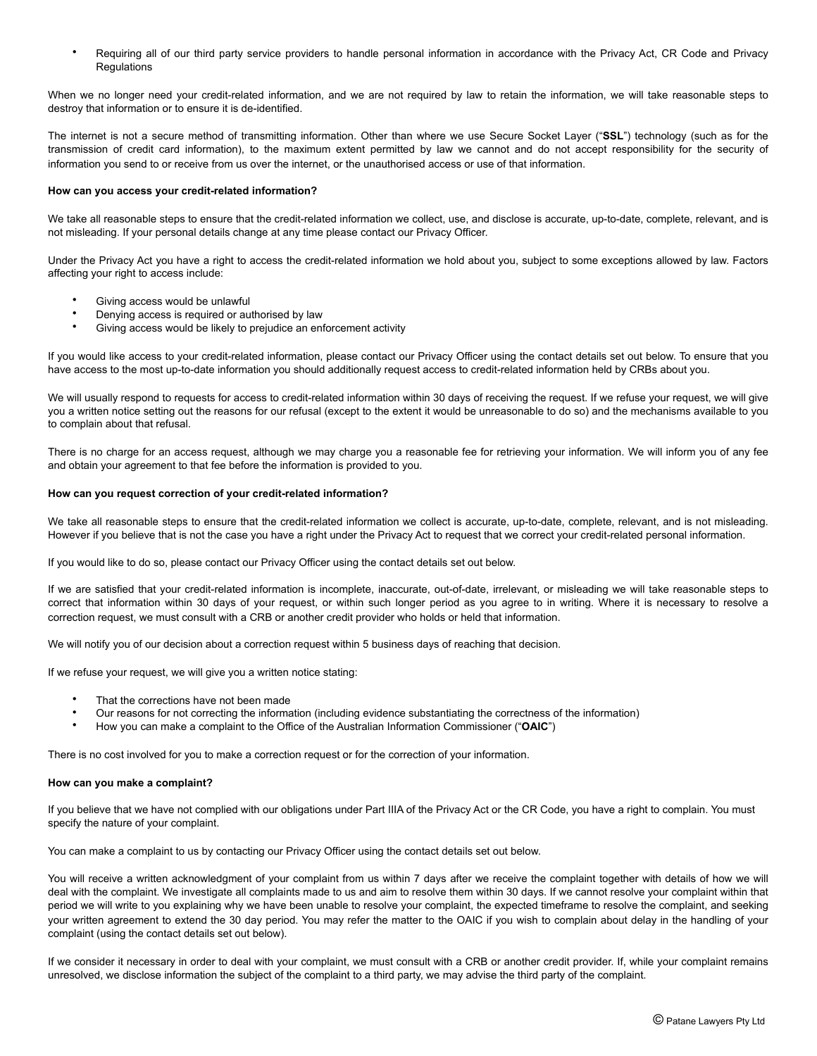- Requiring all of our third party service providers to handle personal information in accordance with the Privacy Act, CR Code and Privacy Regulations

When we no longer need your credit-related information, and we are not required by law to retain the information, we will take reasonable steps to destroy that information or to ensure it is de-identified.

The internet is not a secure method of transmitting information. Other than where we use Secure Socket Layer ("**SSL**") technology (such as for the transmission of credit card information), to the maximum extent permitted by law we cannot and do not accept responsibility for the security of information you send to or receive from us over the internet, or the unauthorised access or use of that information.

**How can you access your credit-related information?**

We take all reasonable steps to ensure that the credit-related information we collect, use, and disclose is accurate, up-to-date, complete, relevant, and is not misleading. If your personal details change at any time please contact our Privacy Officer.

Under the Privacy Act you have a right to access the credit-related information we hold about you, subject to some exceptions allowed by law. Factors affecting your right to access include:

- Giving access would be unlawful
- Denying access is required or authorised by law
- Giving access would be likely to prejudice an enforcement activity

If you would like access to your credit-related information, please contact our Privacy Officer using the contact details set out below. To ensure that you have access to the most up-to-date information you should additionally request access to credit-related information held by CRBs about you.

We will usually respond to requests for access to credit-related information within 30 days of receiving the request. If we refuse your request, we will give you a written notice setting out the reasons for our refusal (except to the extent it would be unreasonable to do so) and the mechanisms available to you to complain about that refusal.

There is no charge for an access request, although we may charge you a reasonable fee for retrieving your information. We will inform you of any fee and obtain your agreement to that fee before the information is provided to you.

**How can you request correction of your credit-related information?**

We take all reasonable steps to ensure that the credit-related information we collect is accurate, up-to-date, complete, relevant, and is not misleading. However if you believe that is not the case you have a right under the Privacy Act to request that we correct your credit-related personal information.

If you would like to do so, please contact our Privacy Officer using the contact details set out below.

If we are satisfied that your credit-related information is incomplete, inaccurate, out-of-date, irrelevant, or misleading we will take reasonable steps to correct that information within 30 days of your request, or within such longer period as you agree to in writing. Where it is necessary to resolve a correction request, we must consult with a CRB or another credit provider who holds or held that information.

We will notify you of our decision about a correction request within 5 business days of reaching that decision.

If we refuse your request, we will give you a written notice stating:

- That the corrections have not been made
- Our reasons for not correcting the information (including evidence substantiating the correctness of the information)
- How you can make a complaint to the Office of the Australian Information Commissioner ("**OAIC**")

There is no cost involved for you to make a correction request or for the correction of your information.

**How can you make a complaint?**

If you believe that we have not complied with our obligations under Part IIIA of the Privacy Act or the CR Code, you have a right to complain. You must specify the nature of your complaint.

You can make a complaint to us by contacting our Privacy Officer using the contact details set out below.

You will receive a written acknowledgment of your complaint from us within 7 days after we receive the complaint together with details of how we will deal with the complaint. We investigate all complaints made to us and aim to resolve them within 30 days. If we cannot resolve your complaint within that period we will write to you explaining why we have been unable to resolve your complaint, the expected timeframe to resolve the complaint, and seeking your written agreement to extend the 30 day period. You may refer the matter to the OAIC if you wish to complain about delay in the handling of your complaint (using the contact details set out below).

If we consider it necessary in order to deal with your complaint, we must consult with a CRB or another credit provider. If, while your complaint remains unresolved, we disclose information the subject of the complaint to a third party, we may advise the third party of the complaint.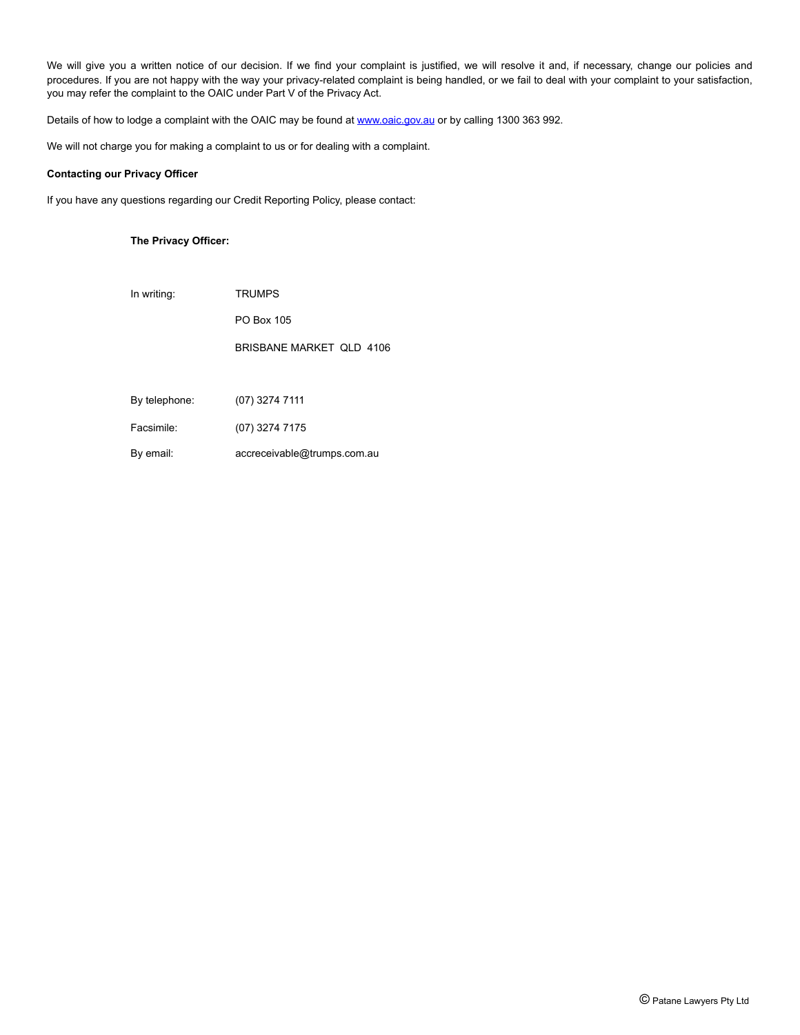We will give you a written notice of our decision. If we find your complaint is justified, we will resolve it and, if necessary, change our policies and procedures. If you are not happy with the way your privacy-related complaint is being handled, or we fail to deal with your complaint to your satisfaction, you may refer the complaint to the OAIC under Part V of the Privacy Act.

Details of how to lodge a complaint with the OAIC may be found at [www.oaic.gov.au](http://www.oaic.gov.au) or by calling 1300 363 992.

We will not charge you for making a complaint to us or for dealing with a complaint.

**Contacting our Privacy Officer**

If you have any questions regarding our Credit Reporting Policy, please contact:

**The Privacy Officer:**

| | |
|---|---|
| In writing: | TRUMPS |
| | PO Box 105 |
| | BRISBANE MARKET QLD 4106 |
| By telephone: | (07) 3274 7111 |
| Facsimile: | (07) 3274 7175 |
| By email: | accreceivable@trumps.com.au |

© Patane Lawyers Pty Ltd